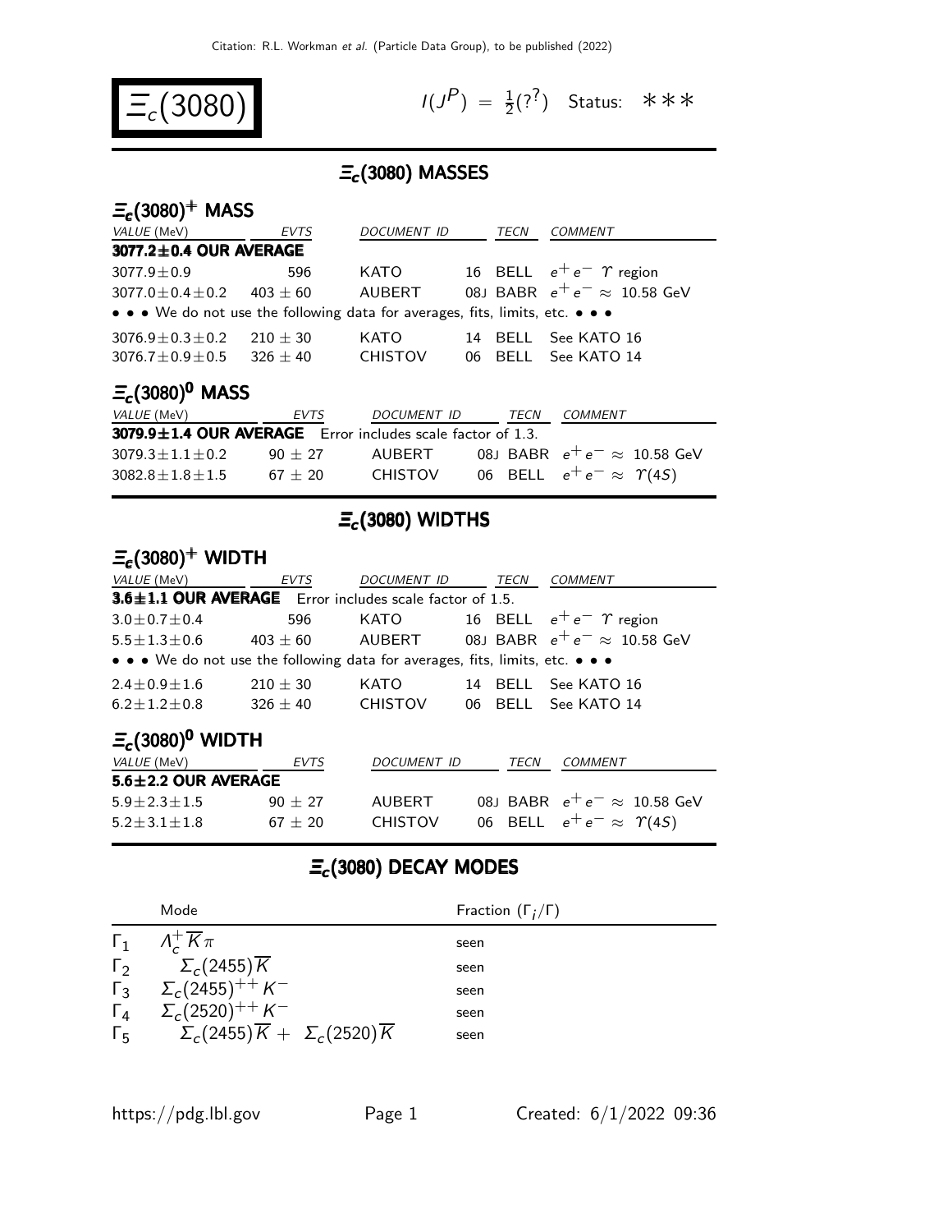# $\Xi_c(3080)$

$I(J^P) = \frac{1}{2}(?^?)$ Status: ∗∗∗

## $\Xi_c(3080)$ MASSES

### $\Xi_c(3080)^+$ MASS

| VALUE (MeV) | EVTS | DOCUMENT ID | | TECN | COMMENT |
|---|---|---|---|---|---|
| **3077.2±0.4 OUR AVERAGE** | | | | | |
| 3077.9±0.9 | 596 | KATO | 16 | BELL | $e^+e^-$ $\Upsilon$ region |
| 3077.0±0.4±0.2 | 403 ± 60 | AUBERT | 08J | BABR | $e^+e^- \approx$ 10.58 GeV |
| • • • We do not use the following data for averages, fits, limits, etc. • • • | | | | | |
| 3076.9±0.3±0.2 | 210 ± 30 | KATO | 14 | BELL | See KATO 16 |
| 3076.7±0.9±0.5 | 326 ± 40 | CHISTOV | 06 | BELL | See KATO 14 |

### $\Xi_c(3080)^0$ MASS

| VALUE (MeV) | EVTS | DOCUMENT ID | | TECN | COMMENT |
|---|---|---|---|---|---|
| **3079.9±1.4 OUR AVERAGE** Error includes scale factor of 1.3. | | | | | |
| 3079.3±1.1±0.2 | 90 ± 27 | AUBERT | 08J | BABR | $e^+e^- \approx$ 10.58 GeV |
| 3082.8±1.8±1.5 | 67 ± 20 | CHISTOV | 06 | BELL | $e^+e^- \approx \Upsilon(4S)$ |

## $\Xi_c(3080)$ WIDTHS

### $\Xi_c(3080)^+$ WIDTH

| VALUE (MeV) | EVTS | DOCUMENT ID | | TECN | COMMENT |
|---|---|---|---|---|---|
| **3.6±1.1 OUR AVERAGE** Error includes scale factor of 1.5. | | | | | |
| 3.0±0.7±0.4 | 596 | KATO | 16 | BELL | $e^+e^-$ $\Upsilon$ region |
| 5.5±1.3±0.6 | 403 ± 60 | AUBERT | 08J | BABR | $e^+e^- \approx$ 10.58 GeV |
| • • • We do not use the following data for averages, fits, limits, etc. • • • | | | | | |
| 2.4±0.9±1.6 | 210 ± 30 | KATO | 14 | BELL | See KATO 16 |
| 6.2±1.2±0.8 | 326 ± 40 | CHISTOV | 06 | BELL | See KATO 14 |

### $\Xi_c(3080)^0$ WIDTH

| VALUE (MeV) | EVTS | DOCUMENT ID | | TECN | COMMENT |
|---|---|---|---|---|---|
| **5.6±2.2 OUR AVERAGE** | | | | | |
| 5.9±2.3±1.5 | 90 ± 27 | AUBERT | 08J | BABR | $e^+e^- \approx$ 10.58 GeV |
| 5.2±3.1±1.8 | 67 ± 20 | CHISTOV | 06 | BELL | $e^+e^- \approx \Upsilon(4S)$ |

## $\Xi_c(3080)$ DECAY MODES

| | Mode | Fraction ($\Gamma_i/\Gamma$) |
|---|---|---|
| $\Gamma_1$ | $\Lambda_c^+ \overline{K} \pi$ | seen |
| $\Gamma_2$ | $\Sigma_c(2455)\overline{K}$ | seen |
| $\Gamma_3$ | $\Sigma_c(2455)^{++} K^-$ | seen |
| $\Gamma_4$ | $\Sigma_c(2520)^{++} K^-$ | seen |
| $\Gamma_5$ | $\Sigma_c(2455)\overline{K} + \Sigma_c(2520)\overline{K}$ | seen |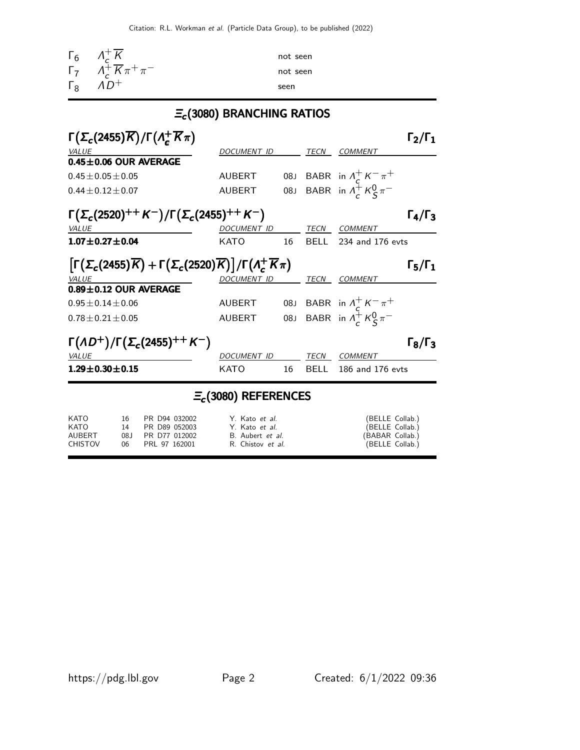| | | |
|---|---|---|
| $\Gamma_6$ | $\Lambda_c^+ \overline{K}$ | not seen |
| $\Gamma_7$ | $\Lambda_c^+ \overline{K} \pi^+ \pi^-$ | not seen |
| $\Gamma_8$ | $\Lambda D^+$ | seen |

## $\Xi_c$(3080) BRANCHING RATIOS

### $\Gamma(\Sigma_c(2455)\overline{K})/\Gamma(\Lambda_c^+\overline{K}\pi)$ — $\Gamma_2/\Gamma_1$

| VALUE | DOCUMENT ID | | TECN | COMMENT |
|---|---|---|---|---|
| **0.45±0.06 OUR AVERAGE** | | | | |
| $0.45\pm0.05\pm0.05$ | AUBERT | 08J | BABR | in $\Lambda_c^+ K^- \pi^+$ |
| $0.44\pm0.12\pm0.07$ | AUBERT | 08J | BABR | in $\Lambda_c^+ K_S^0 \pi^-$ |

### $\Gamma(\Sigma_c(2520)^{++}K^-)/\Gamma(\Sigma_c(2455)^{++}K^-)$ — $\Gamma_4/\Gamma_3$

| VALUE | DOCUMENT ID | | TECN | COMMENT |
|---|---|---|---|---|
| **$1.07\pm0.27\pm0.04$** | KATO | 16 | BELL | 234 and 176 evts |

### $\left[\Gamma(\Sigma_c(2455)\overline{K}) + \Gamma(\Sigma_c(2520)\overline{K})\right]/\Gamma(\Lambda_c^+\overline{K}\pi)$ — $\Gamma_5/\Gamma_1$

| VALUE | DOCUMENT ID | | TECN | COMMENT |
|---|---|---|---|---|
| **0.89±0.12 OUR AVERAGE** | | | | |
| $0.95\pm0.14\pm0.06$ | AUBERT | 08J | BABR | in $\Lambda_c^+ K^- \pi^+$ |
| $0.78\pm0.21\pm0.05$ | AUBERT | 08J | BABR | in $\Lambda_c^+ K_S^0 \pi^-$ |

### $\Gamma(\Lambda D^+)/\Gamma(\Sigma_c(2455)^{++}K^-)$ — $\Gamma_8/\Gamma_3$

| VALUE | DOCUMENT ID | | TECN | COMMENT |
|---|---|---|---|---|
| **$1.29\pm0.30\pm0.15$** | KATO | 16 | BELL | 186 and 176 evts |

## $\Xi_c$(3080) REFERENCES

| | | | | |
|---|---|---|---|---|
| KATO | 16 | PR D94 032002 | Y. Kato *et al.* | (BELLE Collab.) |
| KATO | 14 | PR D89 052003 | Y. Kato *et al.* | (BELLE Collab.) |
| AUBERT | 08J | PR D77 012002 | B. Aubert *et al.* | (BABAR Collab.) |
| CHISTOV | 06 | PRL 97 162001 | R. Chistov *et al.* | (BELLE Collab.) |